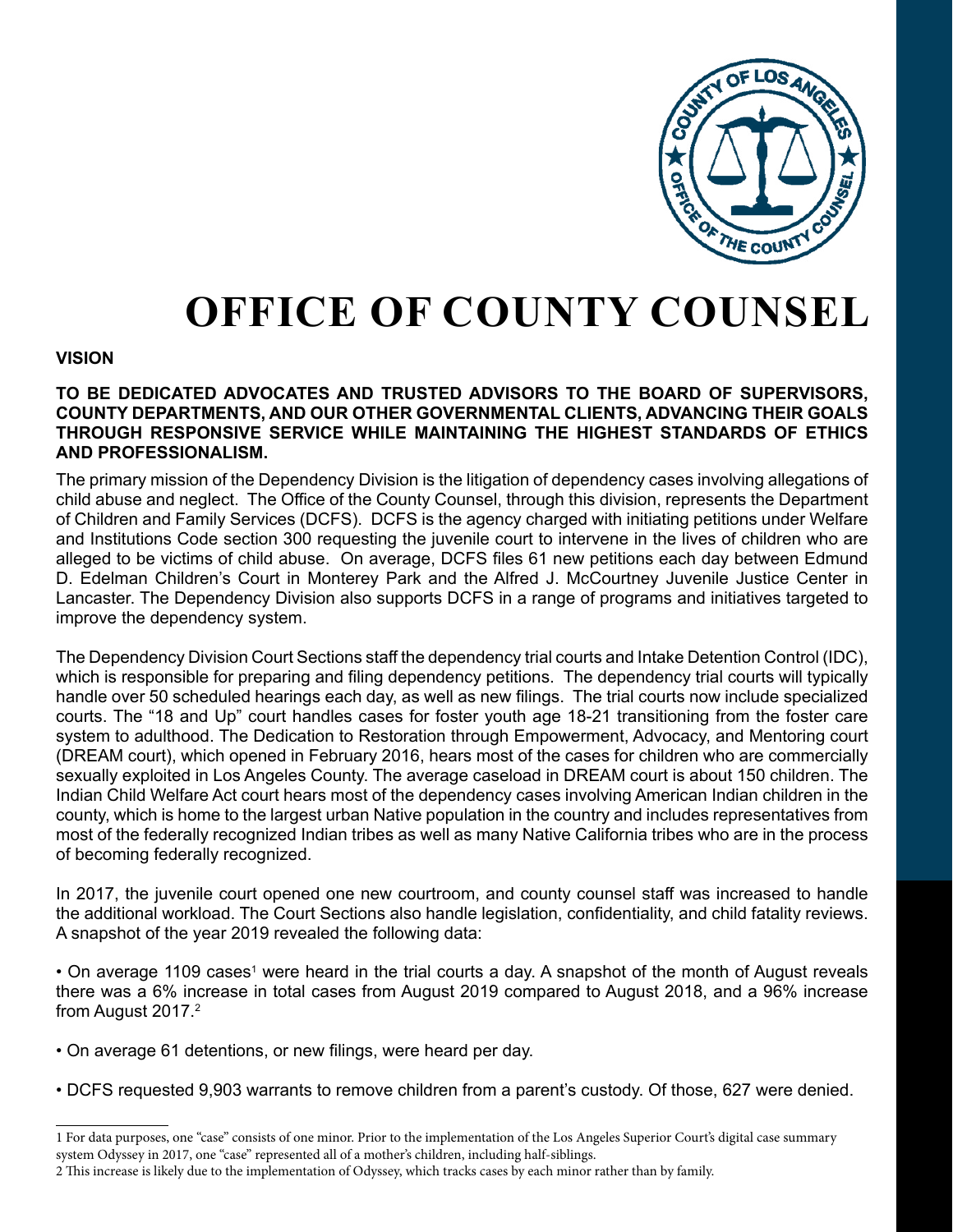# OFFICE OF COUNTY COUNSEL

**VISION**

**TO BE DEDICATED ADVOCATES AND TRUSTED ADVISORS TO THE BOARD OF SUPERVISORS, COUNTY DEPARTMENTS, AND OUR OTHER GOVERNMENTAL CLIENTS, ADVANCING THEIR GOALS THROUGH RESPONSIVE SERVICE WHILE MAINTAINING THE HIGHEST STANDARDS OF ETHICS AND PROFESSIONALISM.**

The primary mission of the Dependency Division is the litigation of dependency cases involving allegations of child abuse and neglect. The Office of the County Counsel, through this division, represents the Department of Children and Family Services (DCFS). DCFS is the agency charged with initiating petitions under Welfare and Institutions Code section 300 requesting the juvenile court to intervene in the lives of children who are alleged to be victims of child abuse. On average, DCFS files 61 new petitions each day between Edmund D. Edelman Children's Court in Monterey Park and the Alfred J. McCourtney Juvenile Justice Center in Lancaster. The Dependency Division also supports DCFS in a range of programs and initiatives targeted to improve the dependency system.

The Dependency Division Court Sections staff the dependency trial courts and Intake Detention Control (IDC), which is responsible for preparing and filing dependency petitions. The dependency trial courts will typically handle over 50 scheduled hearings each day, as well as new filings. The trial courts now include specialized courts. The "18 and Up" court handles cases for foster youth age 18-21 transitioning from the foster care system to adulthood. The Dedication to Restoration through Empowerment, Advocacy, and Mentoring court (DREAM court), which opened in February 2016, hears most of the cases for children who are commercially sexually exploited in Los Angeles County. The average caseload in DREAM court is about 150 children. The Indian Child Welfare Act court hears most of the dependency cases involving American Indian children in the county, which is home to the largest urban Native population in the country and includes representatives from most of the federally recognized Indian tribes as well as many Native California tribes who are in the process of becoming federally recognized.

In 2017, the juvenile court opened one new courtroom, and county counsel staff was increased to handle the additional workload. The Court Sections also handle legislation, confidentiality, and child fatality reviews. A snapshot of the year 2019 revealed the following data:

- On average 1109 cases[1] were heard in the trial courts a day. A snapshot of the month of August reveals there was a 6% increase in total cases from August 2019 compared to August 2018, and a 96% increase from August 2017.[2]

- On average 61 detentions, or new filings, were heard per day.

- DCFS requested 9,903 warrants to remove children from a parent's custody. Of those, 627 were denied.

---

1 For data purposes, one "case" consists of one minor. Prior to the implementation of the Los Angeles Superior Court's digital case summary system Odyssey in 2017, one "case" represented all of a mother's children, including half-siblings.

2 This increase is likely due to the implementation of Odyssey, which tracks cases by each minor rather than by family.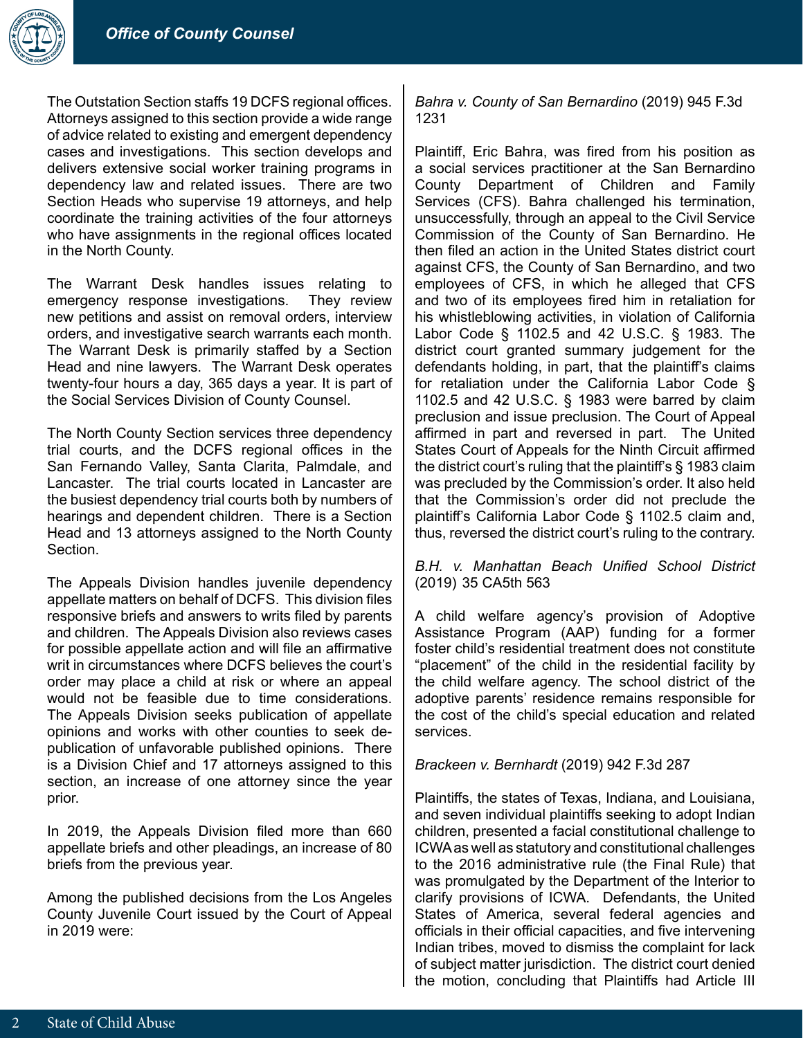The Outstation Section staffs 19 DCFS regional offices. Attorneys assigned to this section provide a wide range of advice related to existing and emergent dependency cases and investigations. This section develops and delivers extensive social worker training programs in dependency law and related issues. There are two Section Heads who supervise 19 attorneys, and help coordinate the training activities of the four attorneys who have assignments in the regional offices located in the North County.

The Warrant Desk handles issues relating to emergency response investigations. They review new petitions and assist on removal orders, interview orders, and investigative search warrants each month. The Warrant Desk is primarily staffed by a Section Head and nine lawyers. The Warrant Desk operates twenty-four hours a day, 365 days a year. It is part of the Social Services Division of County Counsel.

The North County Section services three dependency trial courts, and the DCFS regional offices in the San Fernando Valley, Santa Clarita, Palmdale, and Lancaster. The trial courts located in Lancaster are the busiest dependency trial courts both by numbers of hearings and dependent children. There is a Section Head and 13 attorneys assigned to the North County Section.

The Appeals Division handles juvenile dependency appellate matters on behalf of DCFS. This division files responsive briefs and answers to writs filed by parents and children. The Appeals Division also reviews cases for possible appellate action and will file an affirmative writ in circumstances where DCFS believes the court's order may place a child at risk or where an appeal would not be feasible due to time considerations. The Appeals Division seeks publication of appellate opinions and works with other counties to seek de-publication of unfavorable published opinions. There is a Division Chief and 17 attorneys assigned to this section, an increase of one attorney since the year prior.

In 2019, the Appeals Division filed more than 660 appellate briefs and other pleadings, an increase of 80 briefs from the previous year.

Among the published decisions from the Los Angeles County Juvenile Court issued by the Court of Appeal in 2019 were:

*Bahra v. County of San Bernardino* (2019) 945 F.3d 1231

Plaintiff, Eric Bahra, was fired from his position as a social services practitioner at the San Bernardino County Department of Children and Family Services (CFS). Bahra challenged his termination, unsuccessfully, through an appeal to the Civil Service Commission of the County of San Bernardino. He then filed an action in the United States district court against CFS, the County of San Bernardino, and two employees of CFS, in which he alleged that CFS and two of its employees fired him in retaliation for his whistleblowing activities, in violation of California Labor Code § 1102.5 and 42 U.S.C. § 1983. The district court granted summary judgement for the defendants holding, in part, that the plaintiff's claims for retaliation under the California Labor Code § 1102.5 and 42 U.S.C. § 1983 were barred by claim preclusion and issue preclusion. The Court of Appeal affirmed in part and reversed in part. The United States Court of Appeals for the Ninth Circuit affirmed the district court's ruling that the plaintiff's § 1983 claim was precluded by the Commission's order. It also held that the Commission's order did not preclude the plaintiff's California Labor Code § 1102.5 claim and, thus, reversed the district court's ruling to the contrary.

*B.H. v. Manhattan Beach Unified School District* (2019) 35 CA5th 563

A child welfare agency's provision of Adoptive Assistance Program (AAP) funding for a former foster child's residential treatment does not constitute "placement" of the child in the residential facility by the child welfare agency. The school district of the adoptive parents' residence remains responsible for the cost of the child's special education and related services.

*Brackeen v. Bernhardt* (2019) 942 F.3d 287

Plaintiffs, the states of Texas, Indiana, and Louisiana, and seven individual plaintiffs seeking to adopt Indian children, presented a facial constitutional challenge to ICWA as well as statutory and constitutional challenges to the 2016 administrative rule (the Final Rule) that was promulgated by the Department of the Interior to clarify provisions of ICWA. Defendants, the United States of America, several federal agencies and officials in their official capacities, and five intervening Indian tribes, moved to dismiss the complaint for lack of subject matter jurisdiction. The district court denied the motion, concluding that Plaintiffs had Article III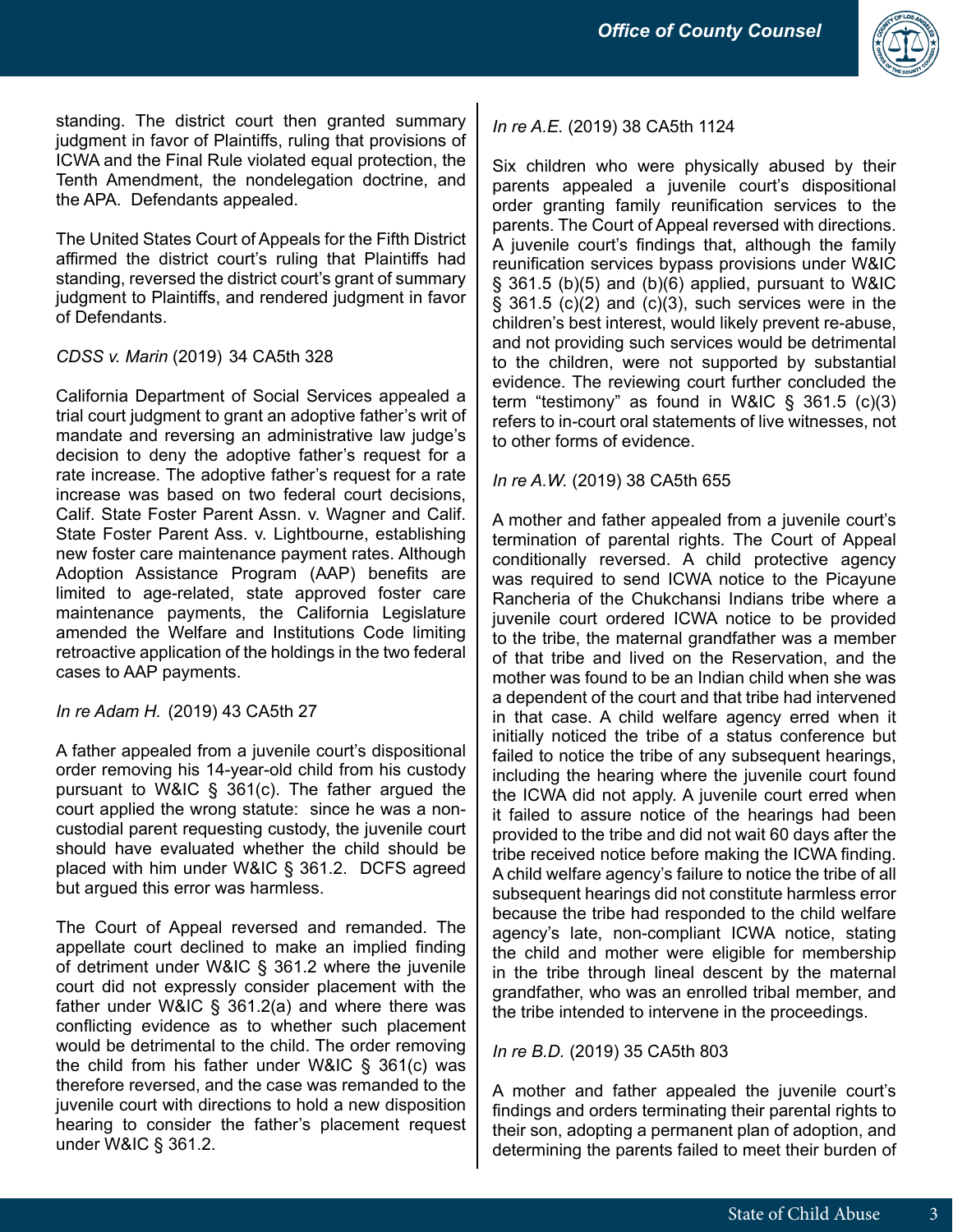standing. The district court then granted summary judgment in favor of Plaintiffs, ruling that provisions of ICWA and the Final Rule violated equal protection, the Tenth Amendment, the nondelegation doctrine, and the APA. Defendants appealed.

The United States Court of Appeals for the Fifth District affirmed the district court's ruling that Plaintiffs had standing, reversed the district court's grant of summary judgment to Plaintiffs, and rendered judgment in favor of Defendants.

*CDSS v. Marin* (2019) 34 CA5th 328

California Department of Social Services appealed a trial court judgment to grant an adoptive father's writ of mandate and reversing an administrative law judge's decision to deny the adoptive father's request for a rate increase. The adoptive father's request for a rate increase was based on two federal court decisions, Calif. State Foster Parent Assn. v. Wagner and Calif. State Foster Parent Ass. v. Lightbourne, establishing new foster care maintenance payment rates. Although Adoption Assistance Program (AAP) benefits are limited to age-related, state approved foster care maintenance payments, the California Legislature amended the Welfare and Institutions Code limiting retroactive application of the holdings in the two federal cases to AAP payments.

*In re Adam H.* (2019) 43 CA5th 27

A father appealed from a juvenile court's dispositional order removing his 14-year-old child from his custody pursuant to W&IC § 361(c). The father argued the court applied the wrong statute: since he was a non-custodial parent requesting custody, the juvenile court should have evaluated whether the child should be placed with him under W&IC § 361.2. DCFS agreed but argued this error was harmless.

The Court of Appeal reversed and remanded. The appellate court declined to make an implied finding of detriment under W&IC § 361.2 where the juvenile court did not expressly consider placement with the father under W&IC § 361.2(a) and where there was conflicting evidence as to whether such placement would be detrimental to the child. The order removing the child from his father under W&IC § 361(c) was therefore reversed, and the case was remanded to the juvenile court with directions to hold a new disposition hearing to consider the father's placement request under W&IC § 361.2.

*In re A.E.* (2019) 38 CA5th 1124

Six children who were physically abused by their parents appealed a juvenile court's dispositional order granting family reunification services to the parents. The Court of Appeal reversed with directions. A juvenile court's findings that, although the family reunification services bypass provisions under W&IC § 361.5 (b)(5) and (b)(6) applied, pursuant to W&IC § 361.5 (c)(2) and (c)(3), such services were in the children's best interest, would likely prevent re-abuse, and not providing such services would be detrimental to the children, were not supported by substantial evidence. The reviewing court further concluded the term "testimony" as found in W&IC § 361.5 (c)(3) refers to in-court oral statements of live witnesses, not to other forms of evidence.

*In re A.W.* (2019) 38 CA5th 655

A mother and father appealed from a juvenile court's termination of parental rights. The Court of Appeal conditionally reversed. A child protective agency was required to send ICWA notice to the Picayune Rancheria of the Chukchansi Indians tribe where a juvenile court ordered ICWA notice to be provided to the tribe, the maternal grandfather was a member of that tribe and lived on the Reservation, and the mother was found to be an Indian child when she was a dependent of the court and that tribe had intervened in that case. A child welfare agency erred when it initially noticed the tribe of a status conference but failed to notice the tribe of any subsequent hearings, including the hearing where the juvenile court found the ICWA did not apply. A juvenile court erred when it failed to assure notice of the hearings had been provided to the tribe and did not wait 60 days after the tribe received notice before making the ICWA finding. A child welfare agency's failure to notice the tribe of all subsequent hearings did not constitute harmless error because the tribe had responded to the child welfare agency's late, non-compliant ICWA notice, stating the child and mother were eligible for membership in the tribe through lineal descent by the maternal grandfather, who was an enrolled tribal member, and the tribe intended to intervene in the proceedings.

*In re B.D.* (2019) 35 CA5th 803

A mother and father appealed the juvenile court's findings and orders terminating their parental rights to their son, adopting a permanent plan of adoption, and determining the parents failed to meet their burden of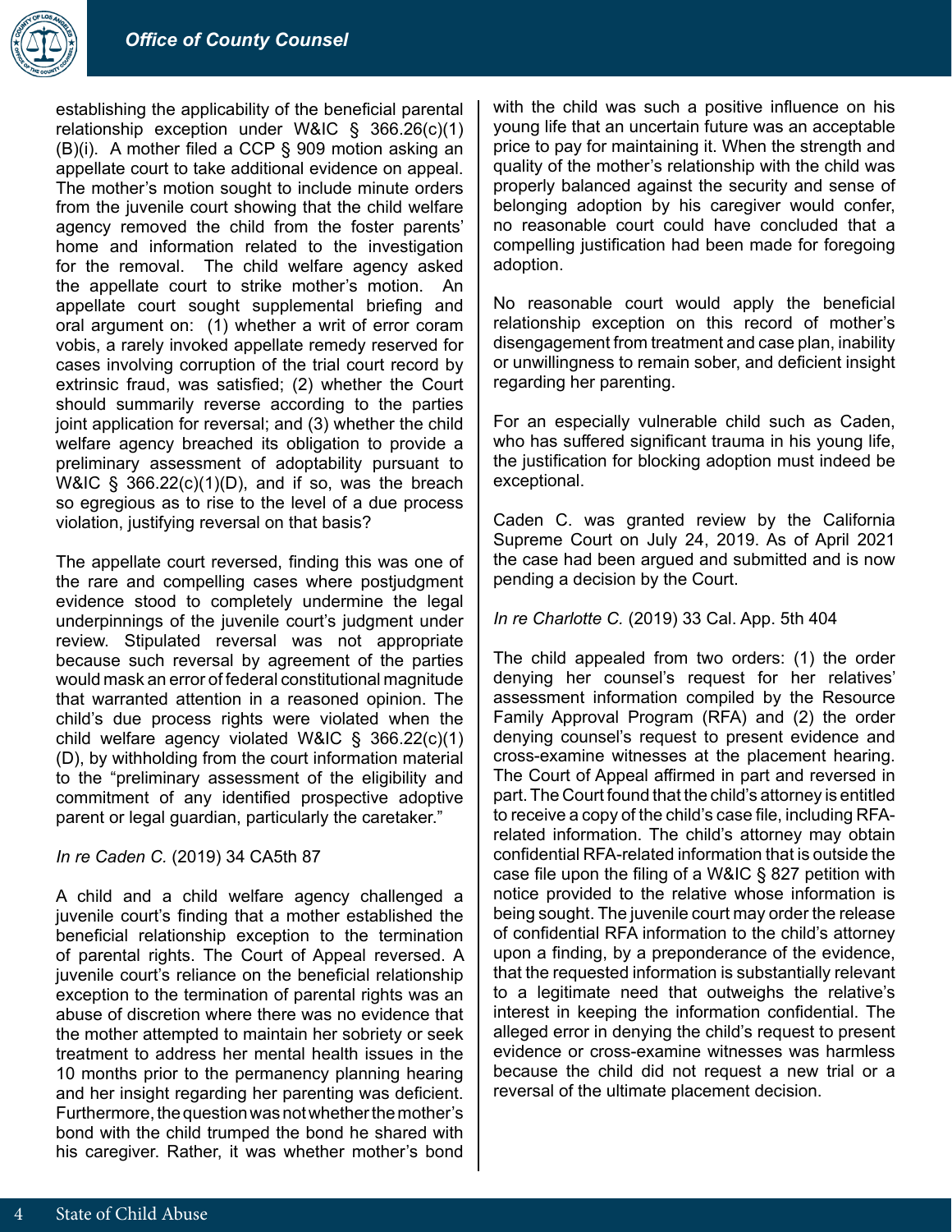establishing the applicability of the beneficial parental relationship exception under W&IC § 366.26(c)(1)(B)(i). A mother filed a CCP § 909 motion asking an appellate court to take additional evidence on appeal. The mother's motion sought to include minute orders from the juvenile court showing that the child welfare agency removed the child from the foster parents' home and information related to the investigation for the removal. The child welfare agency asked the appellate court to strike mother's motion. An appellate court sought supplemental briefing and oral argument on: (1) whether a writ of error coram vobis, a rarely invoked appellate remedy reserved for cases involving corruption of the trial court record by extrinsic fraud, was satisfied; (2) whether the Court should summarily reverse according to the parties joint application for reversal; and (3) whether the child welfare agency breached its obligation to provide a preliminary assessment of adoptability pursuant to W&IC § 366.22(c)(1)(D), and if so, was the breach so egregious as to rise to the level of a due process violation, justifying reversal on that basis?

The appellate court reversed, finding this was one of the rare and compelling cases where postjudgment evidence stood to completely undermine the legal underpinnings of the juvenile court's judgment under review. Stipulated reversal was not appropriate because such reversal by agreement of the parties would mask an error of federal constitutional magnitude that warranted attention in a reasoned opinion. The child's due process rights were violated when the child welfare agency violated W&IC § 366.22(c)(1)(D), by withholding from the court information material to the "preliminary assessment of the eligibility and commitment of any identified prospective adoptive parent or legal guardian, particularly the caretaker."

*In re Caden C.* (2019) 34 CA5th 87

A child and a child welfare agency challenged a juvenile court's finding that a mother established the beneficial relationship exception to the termination of parental rights. The Court of Appeal reversed. A juvenile court's reliance on the beneficial relationship exception to the termination of parental rights was an abuse of discretion where there was no evidence that the mother attempted to maintain her sobriety or seek treatment to address her mental health issues in the 10 months prior to the permanency planning hearing and her insight regarding her parenting was deficient. Furthermore, the question was not whether the mother's bond with the child trumped the bond he shared with his caregiver. Rather, it was whether mother's bond with the child was such a positive influence on his young life that an uncertain future was an acceptable price to pay for maintaining it. When the strength and quality of the mother's relationship with the child was properly balanced against the security and sense of belonging adoption by his caregiver would confer, no reasonable court could have concluded that a compelling justification had been made for foregoing adoption.

No reasonable court would apply the beneficial relationship exception on this record of mother's disengagement from treatment and case plan, inability or unwillingness to remain sober, and deficient insight regarding her parenting.

For an especially vulnerable child such as Caden, who has suffered significant trauma in his young life, the justification for blocking adoption must indeed be exceptional.

Caden C. was granted review by the California Supreme Court on July 24, 2019. As of April 2021 the case had been argued and submitted and is now pending a decision by the Court.

*In re Charlotte C.* (2019) 33 Cal. App. 5th 404

The child appealed from two orders: (1) the order denying her counsel's request for her relatives' assessment information compiled by the Resource Family Approval Program (RFA) and (2) the order denying counsel's request to present evidence and cross-examine witnesses at the placement hearing. The Court of Appeal affirmed in part and reversed in part. The Court found that the child's attorney is entitled to receive a copy of the child's case file, including RFA-related information. The child's attorney may obtain confidential RFA-related information that is outside the case file upon the filing of a W&IC § 827 petition with notice provided to the relative whose information is being sought. The juvenile court may order the release of confidential RFA information to the child's attorney upon a finding, by a preponderance of the evidence, that the requested information is substantially relevant to a legitimate need that outweighs the relative's interest in keeping the information confidential. The alleged error in denying the child's request to present evidence or cross-examine witnesses was harmless because the child did not request a new trial or a reversal of the ultimate placement decision.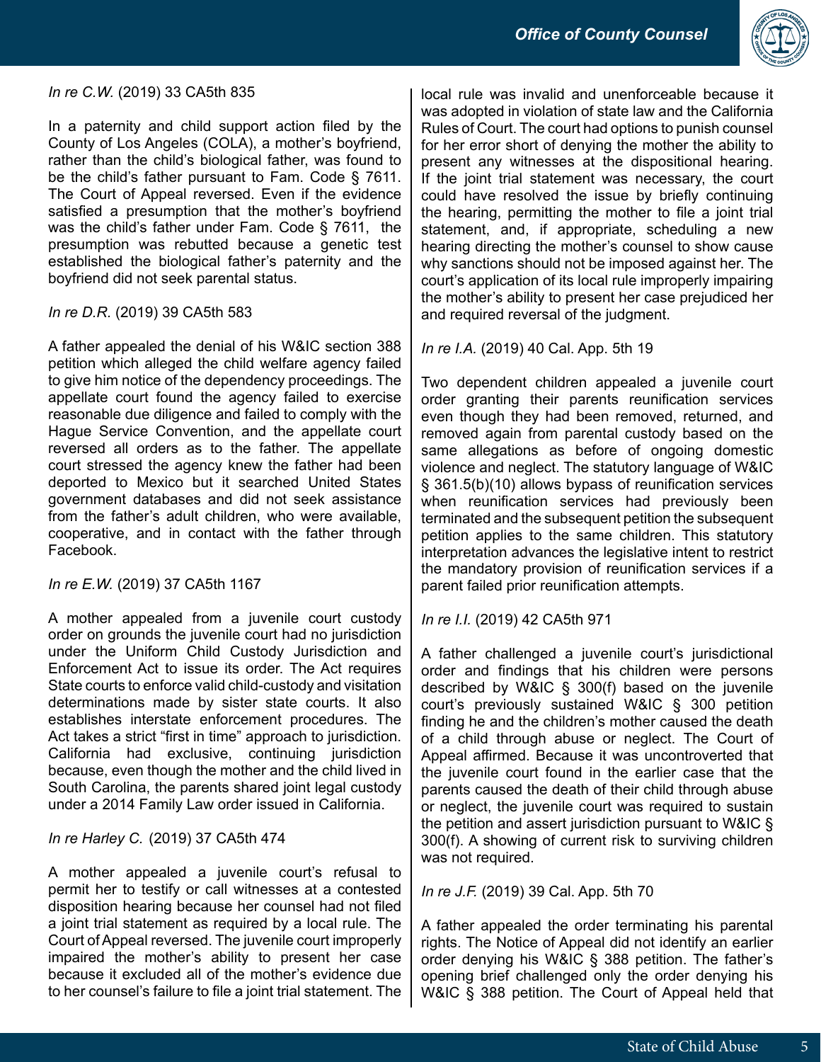*In re C.W.* (2019) 33 CA5th 835

In a paternity and child support action filed by the County of Los Angeles (COLA), a mother's boyfriend, rather than the child's biological father, was found to be the child's father pursuant to Fam. Code § 7611. The Court of Appeal reversed. Even if the evidence satisfied a presumption that the mother's boyfriend was the child's father under Fam. Code § 7611, the presumption was rebutted because a genetic test established the biological father's paternity and the boyfriend did not seek parental status.

*In re D.R.* (2019) 39 CA5th 583

A father appealed the denial of his W&IC section 388 petition which alleged the child welfare agency failed to give him notice of the dependency proceedings. The appellate court found the agency failed to exercise reasonable due diligence and failed to comply with the Hague Service Convention, and the appellate court reversed all orders as to the father. The appellate court stressed the agency knew the father had been deported to Mexico but it searched United States government databases and did not seek assistance from the father's adult children, who were available, cooperative, and in contact with the father through Facebook.

*In re E.W.* (2019) 37 CA5th 1167

A mother appealed from a juvenile court custody order on grounds the juvenile court had no jurisdiction under the Uniform Child Custody Jurisdiction and Enforcement Act to issue its order. The Act requires State courts to enforce valid child-custody and visitation determinations made by sister state courts. It also establishes interstate enforcement procedures. The Act takes a strict "first in time" approach to jurisdiction. California had exclusive, continuing jurisdiction because, even though the mother and the child lived in South Carolina, the parents shared joint legal custody under a 2014 Family Law order issued in California.

*In re Harley C.* (2019) 37 CA5th 474

A mother appealed a juvenile court's refusal to permit her to testify or call witnesses at a contested disposition hearing because her counsel had not filed a joint trial statement as required by a local rule. The Court of Appeal reversed. The juvenile court improperly impaired the mother's ability to present her case because it excluded all of the mother's evidence due to her counsel's failure to file a joint trial statement. The local rule was invalid and unenforceable because it was adopted in violation of state law and the California Rules of Court. The court had options to punish counsel for her error short of denying the mother the ability to present any witnesses at the dispositional hearing. If the joint trial statement was necessary, the court could have resolved the issue by briefly continuing the hearing, permitting the mother to file a joint trial statement, and, if appropriate, scheduling a new hearing directing the mother's counsel to show cause why sanctions should not be imposed against her. The court's application of its local rule improperly impairing the mother's ability to present her case prejudiced her and required reversal of the judgment.

*In re I.A.* (2019) 40 Cal. App. 5th 19

Two dependent children appealed a juvenile court order granting their parents reunification services even though they had been removed, returned, and removed again from parental custody based on the same allegations as before of ongoing domestic violence and neglect. The statutory language of W&IC § 361.5(b)(10) allows bypass of reunification services when reunification services had previously been terminated and the subsequent petition the subsequent petition applies to the same children. This statutory interpretation advances the legislative intent to restrict the mandatory provision of reunification services if a parent failed prior reunification attempts.

*In re I.I.* (2019) 42 CA5th 971

A father challenged a juvenile court's jurisdictional order and findings that his children were persons described by W&IC § 300(f) based on the juvenile court's previously sustained W&IC § 300 petition finding he and the children's mother caused the death of a child through abuse or neglect. The Court of Appeal affirmed. Because it was uncontroverted that the juvenile court found in the earlier case that the parents caused the death of their child through abuse or neglect, the juvenile court was required to sustain the petition and assert jurisdiction pursuant to W&IC § 300(f). A showing of current risk to surviving children was not required.

*In re J.F.* (2019) 39 Cal. App. 5th 70

A father appealed the order terminating his parental rights. The Notice of Appeal did not identify an earlier order denying his W&IC § 388 petition. The father's opening brief challenged only the order denying his W&IC § 388 petition. The Court of Appeal held that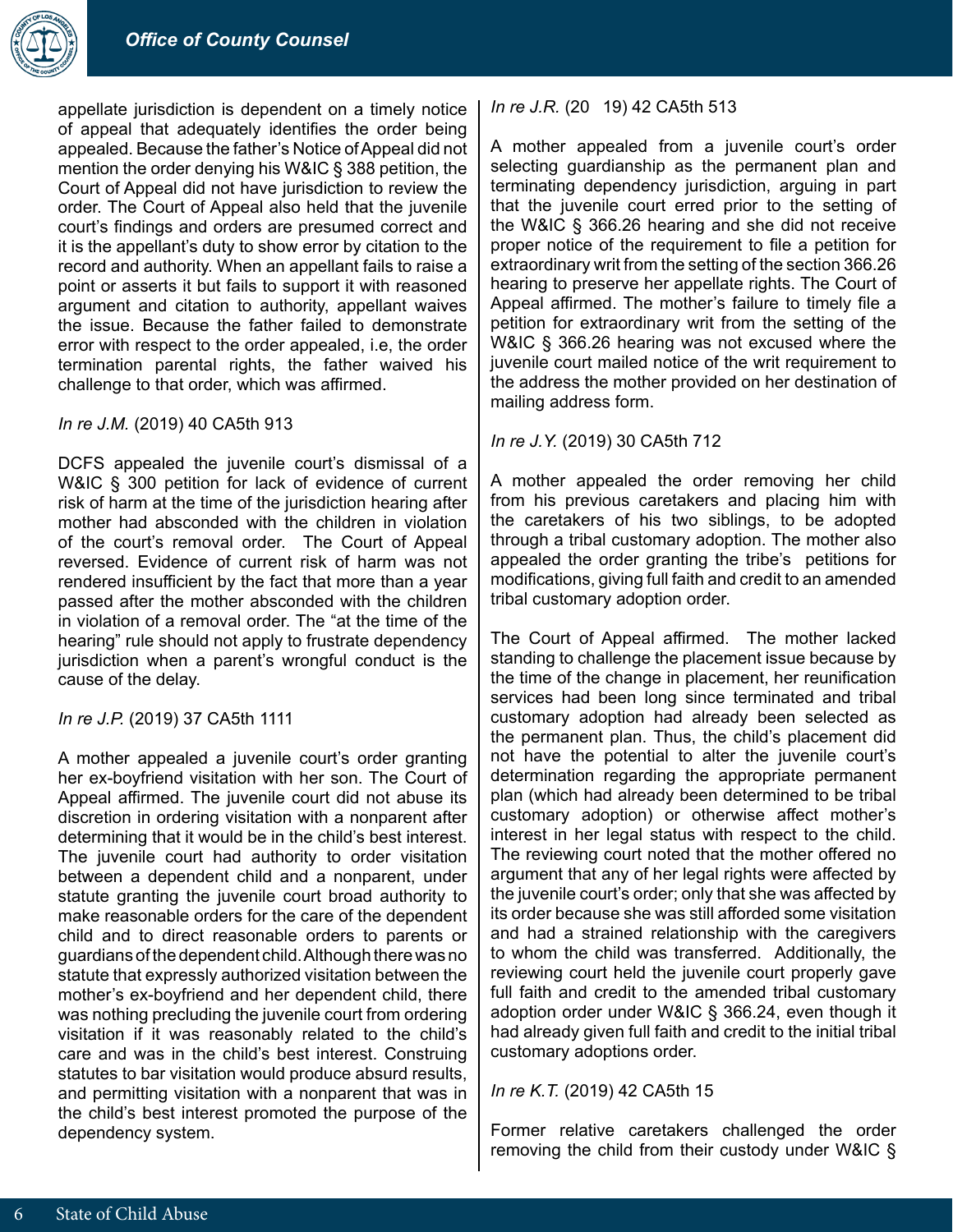appellate jurisdiction is dependent on a timely notice of appeal that adequately identifies the order being appealed. Because the father's Notice of Appeal did not mention the order denying his W&IC § 388 petition, the Court of Appeal did not have jurisdiction to review the order. The Court of Appeal also held that the juvenile court's findings and orders are presumed correct and it is the appellant's duty to show error by citation to the record and authority. When an appellant fails to raise a point or asserts it but fails to support it with reasoned argument and citation to authority, appellant waives the issue. Because the father failed to demonstrate error with respect to the order appealed, i.e, the order termination parental rights, the father waived his challenge to that order, which was affirmed.

*In re J.M.* (2019) 40 CA5th 913

DCFS appealed the juvenile court's dismissal of a W&IC § 300 petition for lack of evidence of current risk of harm at the time of the jurisdiction hearing after mother had absconded with the children in violation of the court's removal order. The Court of Appeal reversed. Evidence of current risk of harm was not rendered insufficient by the fact that more than a year passed after the mother absconded with the children in violation of a removal order. The "at the time of the hearing" rule should not apply to frustrate dependency jurisdiction when a parent's wrongful conduct is the cause of the delay.

*In re J.P.* (2019) 37 CA5th 1111

A mother appealed a juvenile court's order granting her ex-boyfriend visitation with her son. The Court of Appeal affirmed. The juvenile court did not abuse its discretion in ordering visitation with a nonparent after determining that it would be in the child's best interest. The juvenile court had authority to order visitation between a dependent child and a nonparent, under statute granting the juvenile court broad authority to make reasonable orders for the care of the dependent child and to direct reasonable orders to parents or guardians of the dependent child. Although there was no statute that expressly authorized visitation between the mother's ex-boyfriend and her dependent child, there was nothing precluding the juvenile court from ordering visitation if it was reasonably related to the child's care and was in the child's best interest. Construing statutes to bar visitation would produce absurd results, and permitting visitation with a nonparent that was in the child's best interest promoted the purpose of the dependency system.

*In re J.R.* (20 19) 42 CA5th 513

A mother appealed from a juvenile court's order selecting guardianship as the permanent plan and terminating dependency jurisdiction, arguing in part that the juvenile court erred prior to the setting of the W&IC § 366.26 hearing and she did not receive proper notice of the requirement to file a petition for extraordinary writ from the setting of the section 366.26 hearing to preserve her appellate rights. The Court of Appeal affirmed. The mother's failure to timely file a petition for extraordinary writ from the setting of the W&IC § 366.26 hearing was not excused where the juvenile court mailed notice of the writ requirement to the address the mother provided on her destination of mailing address form.

*In re J.Y.* (2019) 30 CA5th 712

A mother appealed the order removing her child from his previous caretakers and placing him with the caretakers of his two siblings, to be adopted through a tribal customary adoption. The mother also appealed the order granting the tribe's petitions for modifications, giving full faith and credit to an amended tribal customary adoption order.

The Court of Appeal affirmed. The mother lacked standing to challenge the placement issue because by the time of the change in placement, her reunification services had been long since terminated and tribal customary adoption had already been selected as the permanent plan. Thus, the child's placement did not have the potential to alter the juvenile court's determination regarding the appropriate permanent plan (which had already been determined to be tribal customary adoption) or otherwise affect mother's interest in her legal status with respect to the child. The reviewing court noted that the mother offered no argument that any of her legal rights were affected by the juvenile court's order; only that she was affected by its order because she was still afforded some visitation and had a strained relationship with the caregivers to whom the child was transferred. Additionally, the reviewing court held the juvenile court properly gave full faith and credit to the amended tribal customary adoption order under W&IC § 366.24, even though it had already given full faith and credit to the initial tribal customary adoptions order.

*In re K.T.* (2019) 42 CA5th 15

Former relative caretakers challenged the order removing the child from their custody under W&IC §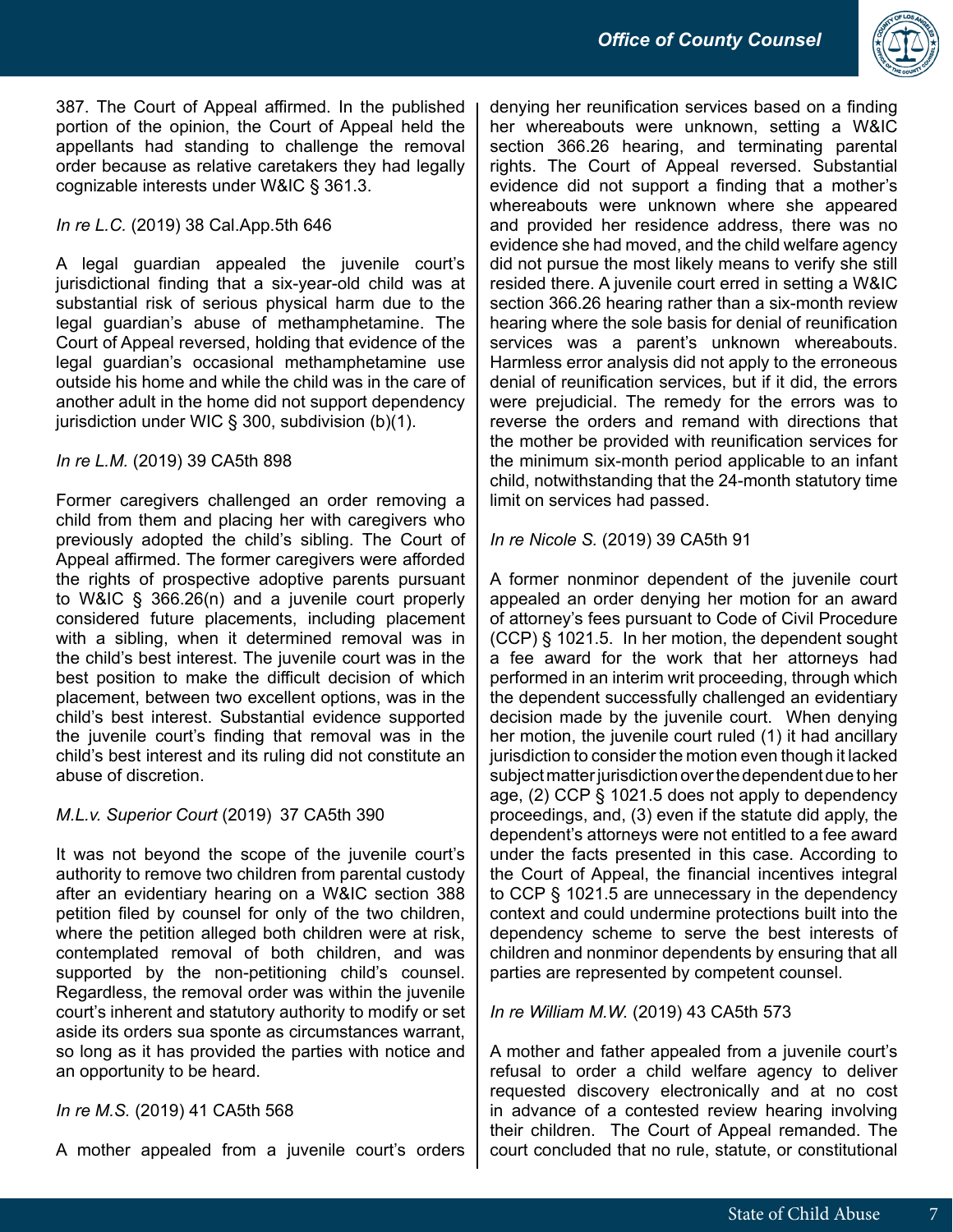387. The Court of Appeal affirmed. In the published portion of the opinion, the Court of Appeal held the appellants had standing to challenge the removal order because as relative caretakers they had legally cognizable interests under W&IC § 361.3.

*In re L.C.* (2019) 38 Cal.App.5th 646

A legal guardian appealed the juvenile court's jurisdictional finding that a six-year-old child was at substantial risk of serious physical harm due to the legal guardian's abuse of methamphetamine. The Court of Appeal reversed, holding that evidence of the legal guardian's occasional methamphetamine use outside his home and while the child was in the care of another adult in the home did not support dependency jurisdiction under WIC § 300, subdivision (b)(1).

*In re L.M.* (2019) 39 CA5th 898

Former caregivers challenged an order removing a child from them and placing her with caregivers who previously adopted the child's sibling. The Court of Appeal affirmed. The former caregivers were afforded the rights of prospective adoptive parents pursuant to W&IC § 366.26(n) and a juvenile court properly considered future placements, including placement with a sibling, when it determined removal was in the child's best interest. The juvenile court was in the best position to make the difficult decision of which placement, between two excellent options, was in the child's best interest. Substantial evidence supported the juvenile court's finding that removal was in the child's best interest and its ruling did not constitute an abuse of discretion.

*M.L.v. Superior Court* (2019) 37 CA5th 390

It was not beyond the scope of the juvenile court's authority to remove two children from parental custody after an evidentiary hearing on a W&IC section 388 petition filed by counsel for only of the two children, where the petition alleged both children were at risk, contemplated removal of both children, and was supported by the non-petitioning child's counsel. Regardless, the removal order was within the juvenile court's inherent and statutory authority to modify or set aside its orders sua sponte as circumstances warrant, so long as it has provided the parties with notice and an opportunity to be heard.

*In re M.S.* (2019) 41 CA5th 568

A mother appealed from a juvenile court's orders denying her reunification services based on a finding her whereabouts were unknown, setting a W&IC section 366.26 hearing, and terminating parental rights. The Court of Appeal reversed. Substantial evidence did not support a finding that a mother's whereabouts were unknown where she appeared and provided her residence address, there was no evidence she had moved, and the child welfare agency did not pursue the most likely means to verify she still resided there. A juvenile court erred in setting a W&IC section 366.26 hearing rather than a six-month review hearing where the sole basis for denial of reunification services was a parent's unknown whereabouts. Harmless error analysis did not apply to the erroneous denial of reunification services, but if it did, the errors were prejudicial. The remedy for the errors was to reverse the orders and remand with directions that the mother be provided with reunification services for the minimum six-month period applicable to an infant child, notwithstanding that the 24-month statutory time limit on services had passed.

*In re Nicole S.* (2019) 39 CA5th 91

A former nonminor dependent of the juvenile court appealed an order denying her motion for an award of attorney's fees pursuant to Code of Civil Procedure (CCP) § 1021.5. In her motion, the dependent sought a fee award for the work that her attorneys had performed in an interim writ proceeding, through which the dependent successfully challenged an evidentiary decision made by the juvenile court. When denying her motion, the juvenile court ruled (1) it had ancillary jurisdiction to consider the motion even though it lacked subject matter jurisdiction over the dependent due to her age, (2) CCP § 1021.5 does not apply to dependency proceedings, and, (3) even if the statute did apply, the dependent's attorneys were not entitled to a fee award under the facts presented in this case. According to the Court of Appeal, the financial incentives integral to CCP § 1021.5 are unnecessary in the dependency context and could undermine protections built into the dependency scheme to serve the best interests of children and nonminor dependents by ensuring that all parties are represented by competent counsel.

*In re William M.W.* (2019) 43 CA5th 573

A mother and father appealed from a juvenile court's refusal to order a child welfare agency to deliver requested discovery electronically and at no cost in advance of a contested review hearing involving their children. The Court of Appeal remanded. The court concluded that no rule, statute, or constitutional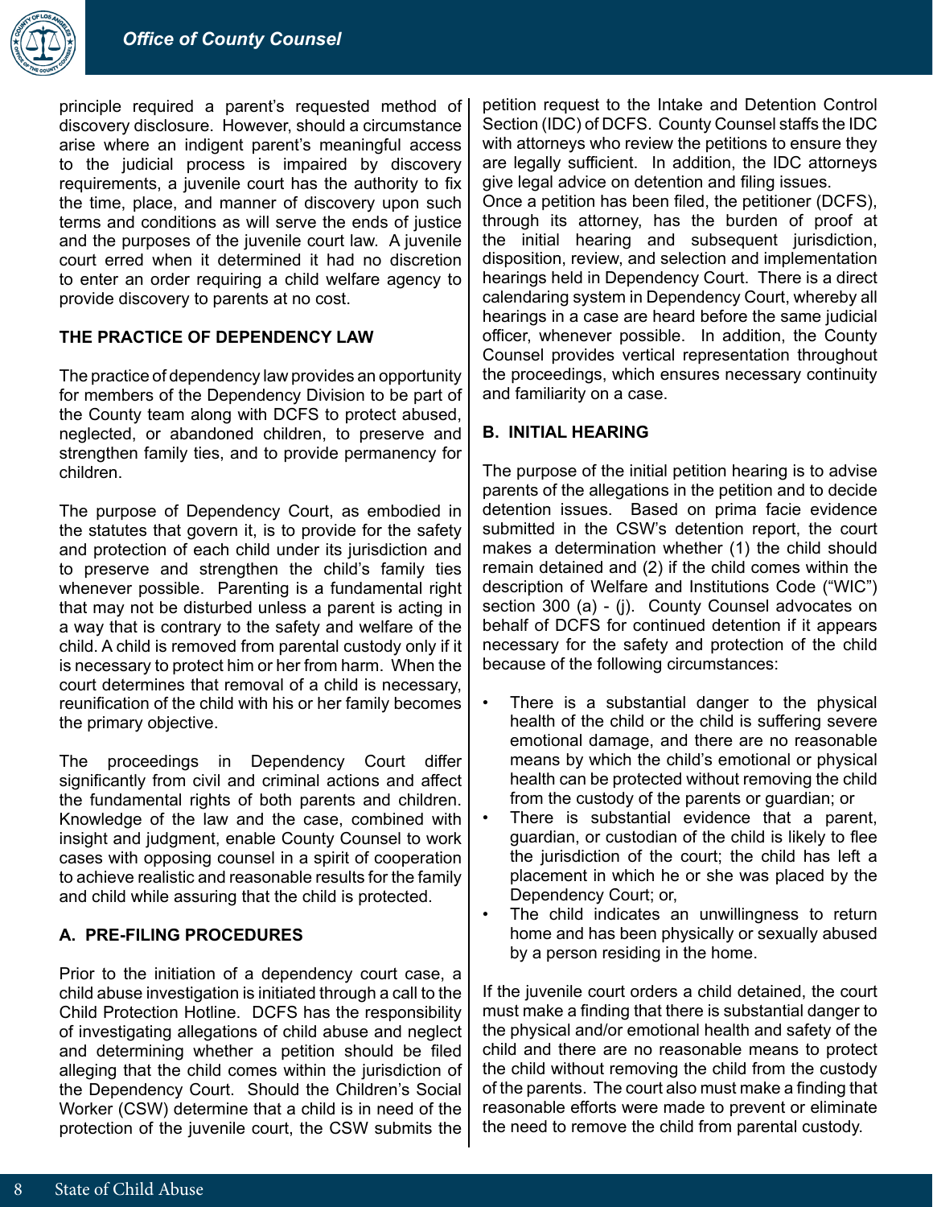principle required a parent's requested method of discovery disclosure. However, should a circumstance arise where an indigent parent's meaningful access to the judicial process is impaired by discovery requirements, a juvenile court has the authority to fix the time, place, and manner of discovery upon such terms and conditions as will serve the ends of justice and the purposes of the juvenile court law. A juvenile court erred when it determined it had no discretion to enter an order requiring a child welfare agency to provide discovery to parents at no cost.

## THE PRACTICE OF DEPENDENCY LAW

The practice of dependency law provides an opportunity for members of the Dependency Division to be part of the County team along with DCFS to protect abused, neglected, or abandoned children, to preserve and strengthen the child's family ties, and to provide permanency for children.

The purpose of Dependency Court, as embodied in the statutes that govern it, is to provide for the safety and protection of each child under its jurisdiction and to preserve and strengthen the child's family ties whenever possible. Parenting is a fundamental right that may not be disturbed unless a parent is acting in a way that is contrary to the safety and welfare of the child. A child is removed from parental custody only if it is necessary to protect him or her from harm. When the court determines that removal of a child is necessary, reunification of the child with his or her family becomes the primary objective.

The proceedings in Dependency Court differ significantly from civil and criminal actions and affect the fundamental rights of both parents and children. Knowledge of the law and the case, combined with insight and judgment, enable County Counsel to work cases with opposing counsel in a spirit of cooperation to achieve realistic and reasonable results for the family and child while assuring that the child is protected.

### A. PRE-FILING PROCEDURES

Prior to the initiation of a dependency court case, a child abuse investigation is initiated through a call to the Child Protection Hotline. DCFS has the responsibility of investigating allegations of child abuse and neglect and determining whether a petition should be filed alleging that the child comes within the jurisdiction of the Dependency Court. Should the Children's Social Worker (CSW) determine that a child is in need of the protection of the juvenile court, the CSW submits the petition request to the Intake and Detention Control Section (IDC) of DCFS. County Counsel staffs the IDC with attorneys who review the petitions to ensure they are legally sufficient. In addition, the IDC attorneys give legal advice on detention and filing issues.

Once a petition has been filed, the petitioner (DCFS), through its attorney, has the burden of proof at the initial hearing and subsequent jurisdiction, disposition, review, and selection and implementation hearings held in Dependency Court. There is a direct calendaring system in Dependency Court, whereby all hearings in a case are heard before the same judicial officer, whenever possible. In addition, the County Counsel provides vertical representation throughout the proceedings, which ensures necessary continuity and familiarity on a case.

### B. INITIAL HEARING

The purpose of the initial petition hearing is to advise parents of the allegations in the petition and to decide detention issues. Based on prima facie evidence submitted in the CSW's detention report, the court makes a determination whether (1) the child should remain detained and (2) if the child comes within the description of Welfare and Institutions Code ("WIC") section 300 (a) - (j). County Counsel advocates on behalf of DCFS for continued detention if it appears necessary for the safety and protection of the child because of the following circumstances:

- There is a substantial danger to the physical health of the child or the child is suffering severe emotional damage, and there are no reasonable means by which the child's emotional or physical health can be protected without removing the child from the custody of the parents or guardian; or
- There is substantial evidence that a parent, guardian, or custodian of the child is likely to flee the jurisdiction of the court; the child has left a placement in which he or she was placed by the Dependency Court; or,
- The child indicates an unwillingness to return home and has been physically or sexually abused by a person residing in the home.

If the juvenile court orders a child detained, the court must make a finding that there is substantial danger to the physical and/or emotional health and safety of the child and there are no reasonable means to protect the child without removing the child from the custody of the parents. The court also must make a finding that reasonable efforts were made to prevent or eliminate the need to remove the child from parental custody.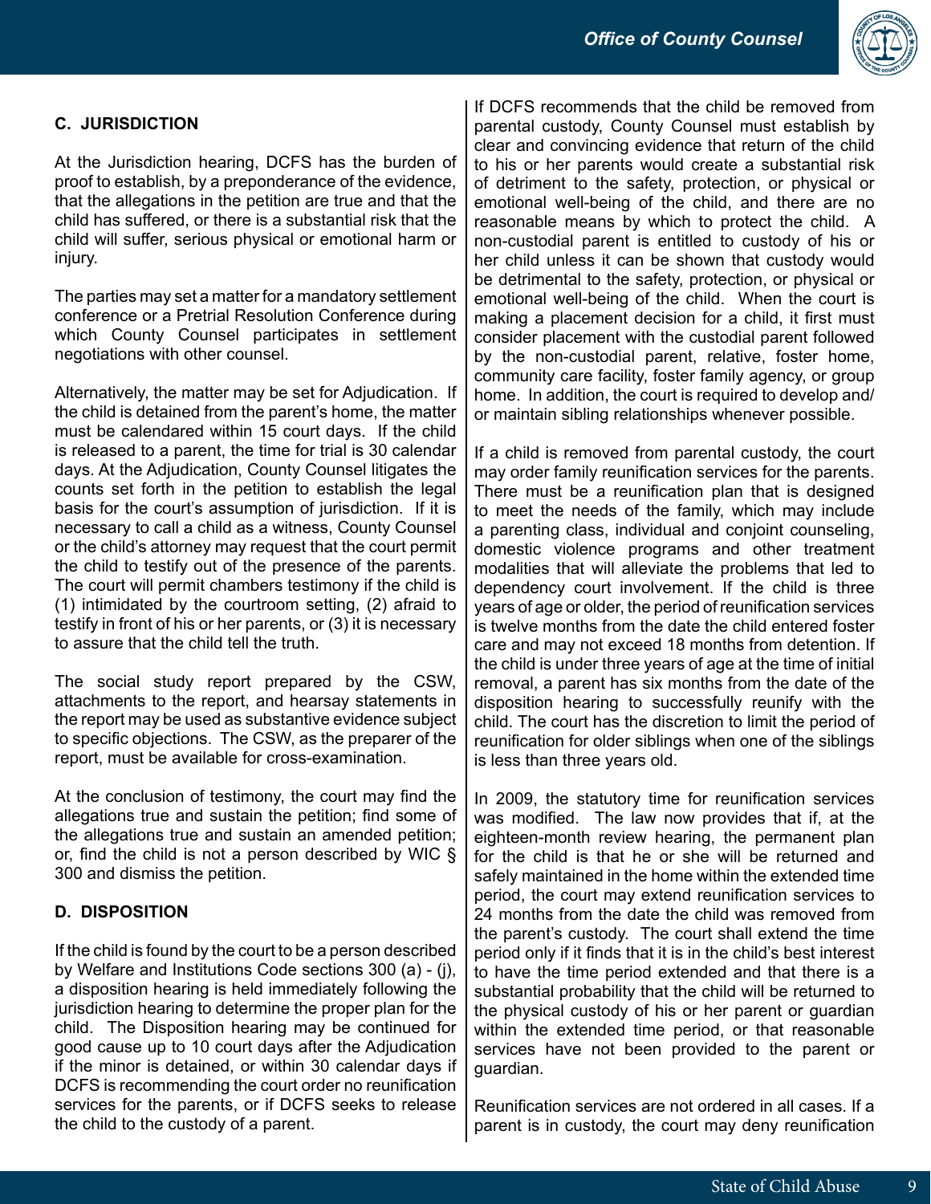### C. JURISDICTION

At the Jurisdiction hearing, DCFS has the burden of proof to establish, by a preponderance of the evidence, that the allegations in the petition are true and that the child has suffered, or there is a substantial risk that the child will suffer, serious physical or emotional harm or injury.

The parties may set a matter for a mandatory settlement conference or a Pretrial Resolution Conference during which County Counsel participates in settlement negotiations with other counsel.

Alternatively, the matter may be set for Adjudication. If the child is detained from the parent's home, the matter must be calendared within 15 court days. If the child is released to a parent, the time for trial is 30 calendar days. At the Adjudication, County Counsel litigates the counts set forth in the petition to establish the legal basis for the court's assumption of jurisdiction. If it is necessary to call a child as a witness, County Counsel or the child's attorney may request that the court permit the child to testify out of the presence of the parents. The court will permit chambers testimony if the child is (1) intimidated by the courtroom setting, (2) afraid to testify in front of his or her parents, or (3) it is necessary to assure that the child tell the truth.

The social study report prepared by the CSW, attachments to the report, and hearsay statements in the report may be used as substantive evidence subject to specific objections. The CSW, as the preparer of the report, must be available for cross-examination.

At the conclusion of testimony, the court may find the allegations true and sustain the petition; find some of the allegations true and sustain an amended petition; or, find the child is not a person described by WIC § 300 and dismiss the petition.

### D. DISPOSITION

If the child is found by the court to be a person described by Welfare and Institutions Code sections 300 (a) - (j), a disposition hearing is held immediately following the jurisdiction hearing to determine the proper plan for the child. The Disposition hearing may be continued for good cause up to 10 court days after the Adjudication if the minor is detained, or within 30 calendar days if DCFS is recommending the court order no reunification services for the parents, or if DCFS seeks to release the child to the custody of a parent.

If DCFS recommends that the child be removed from parental custody, County Counsel must establish by clear and convincing evidence that return of the child to his or her parents would create a substantial risk of detriment to the safety, protection, or physical or emotional well-being of the child, and there are no reasonable means by which to protect the child. A non-custodial parent is entitled to custody of his or her child unless it can be shown that custody would be detrimental to the safety, protection, or physical or emotional well-being of the child. When the court is making a placement decision for a child, it first must consider placement with the custodial parent followed by the non-custodial parent, relative, foster home, community care facility, foster family agency, or group home. In addition, the court is required to develop and/or maintain sibling relationships whenever possible.

If a child is removed from parental custody, the court may order family reunification services for the parents. There must be a reunification plan that is designed to meet the needs of the family, which may include a parenting class, individual and conjoint counseling, domestic violence programs and other treatment modalities that will alleviate the problems that led to dependency court involvement. If the child is three years of age or older, the period of reunification services is twelve months from the date the child entered foster care and may not exceed 18 months from detention. If the child is under three years of age at the time of initial removal, a parent has six months from the date of the disposition hearing to successfully reunify with the child. The court has the discretion to limit the period of reunification for older siblings when one of the siblings is less than three years old.

In 2009, the statutory time for reunification services was modified. The law now provides that if, at the eighteen-month review hearing, the permanent plan for the child is that he or she will be returned and safely maintained in the home within the extended time period, the court may extend reunification services to 24 months from the date the child was removed from the parent's custody. The court shall extend the time period only if it finds that it is in the child's best interest to have the time period extended and that there is a substantial probability that the child will be returned to the physical custody of his or her parent or guardian within the extended time period, or that reasonable services have not been provided to the parent or guardian.

Reunification services are not ordered in all cases. If a parent is in custody, the court may deny reunification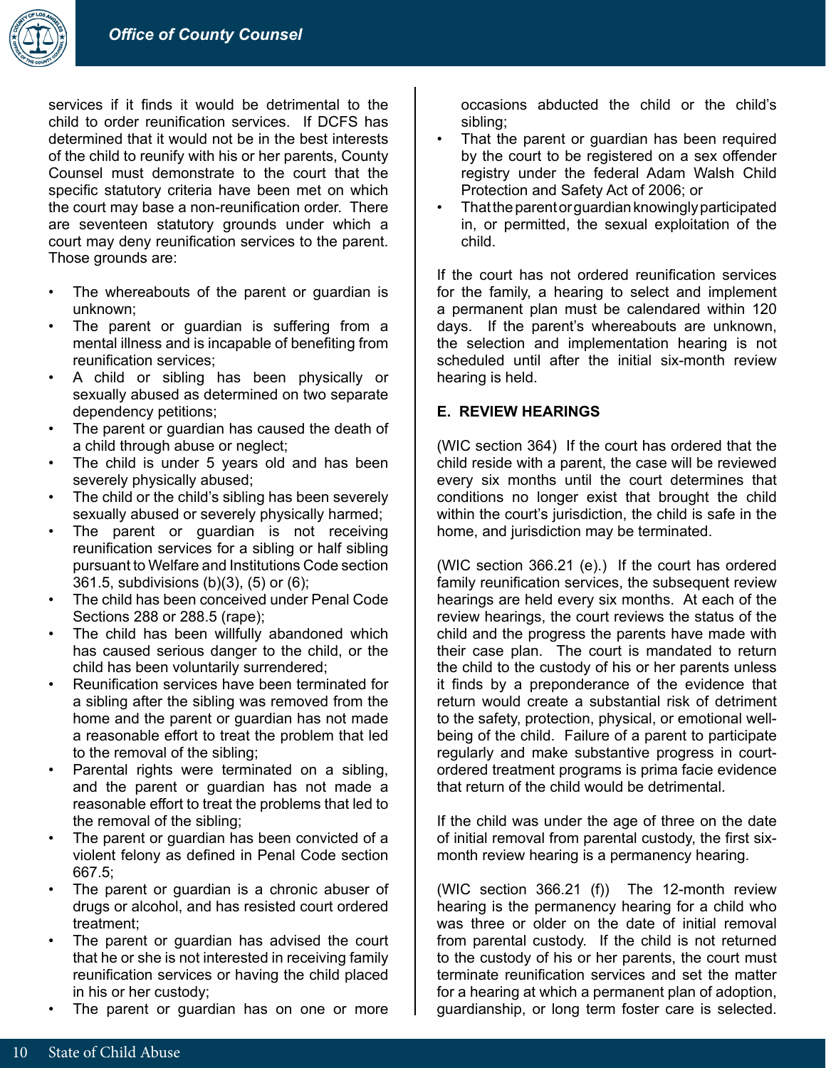services if it finds it would be detrimental to the child to order reunification services. If DCFS has determined that it would not be in the best interests of the child to reunify with his or her parents, County Counsel must demonstrate to the court that the specific statutory criteria have been met on which the court may base a non-reunification order. There are seventeen statutory grounds under which a court may deny reunification services to the parent. Those grounds are:

- The whereabouts of the parent or guardian is unknown;
- The parent or guardian is suffering from a mental illness and is incapable of benefiting from reunification services;
- A child or sibling has been physically or sexually abused as determined on two separate dependency petitions;
- The parent or guardian has caused the death of a child through abuse or neglect;
- The child is under 5 years old and has been severely physically abused;
- The child or the child's sibling has been severely sexually abused or severely physically harmed;
- The parent or guardian is not receiving reunification services for a sibling or half sibling pursuant to Welfare and Institutions Code section 361.5, subdivisions (b)(3), (5) or (6);
- The child has been conceived under Penal Code Sections 288 or 288.5 (rape);
- The child has been willfully abandoned which has caused serious danger to the child, or the child has been voluntarily surrendered;
- Reunification services have been terminated for a sibling after the sibling was removed from the home and the parent or guardian has not made a reasonable effort to treat the problem that led to the removal of the sibling;
- Parental rights were terminated on a sibling, and the parent or guardian has not made a reasonable effort to treat the problems that led to the removal of the sibling;
- The parent or guardian has been convicted of a violent felony as defined in Penal Code section 667.5;
- The parent or guardian is a chronic abuser of drugs or alcohol, and has resisted court ordered treatment;
- The parent or guardian has advised the court that he or she is not interested in receiving family reunification services or having the child placed in his or her custody;
- The parent or guardian has on one or more occasions abducted the child or the child's sibling;
- That the parent or guardian has been required by the court to be registered on a sex offender registry under the federal Adam Walsh Child Protection and Safety Act of 2006; or
- That the parent or guardian knowingly participated in, or permitted, the sexual exploitation of the child.

If the court has not ordered reunification services for the family, a hearing to select and implement a permanent plan must be calendared within 120 days. If the parent's whereabouts are unknown, the selection and implementation hearing is not scheduled until after the initial six-month review hearing is held.

### E. REVIEW HEARINGS

(WIC section 364) If the court has ordered that the child reside with a parent, the case will be reviewed every six months until the court determines that conditions no longer exist that brought the child within the court's jurisdiction, the child is safe in the home, and jurisdiction may be terminated.

(WIC section 366.21 (e).) If the court has ordered family reunification services, the subsequent review hearings are held every six months. At each of the review hearings, the court reviews the status of the child and the progress the parents have made with their case plan. The court is mandated to return the child to the custody of his or her parents unless it finds by a preponderance of the evidence that return would create a substantial risk of detriment to the safety, protection, physical, or emotional well-being of the child. Failure of a parent to participate regularly and make substantive progress in court-ordered treatment programs is prima facie evidence that return of the child would be detrimental.

If the child was under the age of three on the date of initial removal from parental custody, the first six-month review hearing is a permanency hearing.

(WIC section 366.21 (f)) The 12-month review hearing is the permanency hearing for a child who was three or older on the date of initial removal from parental custody. If the child is not returned to the custody of his or her parents, the court must terminate reunification services and set the matter for a hearing at which a permanent plan of adoption, guardianship, or long term foster care is selected.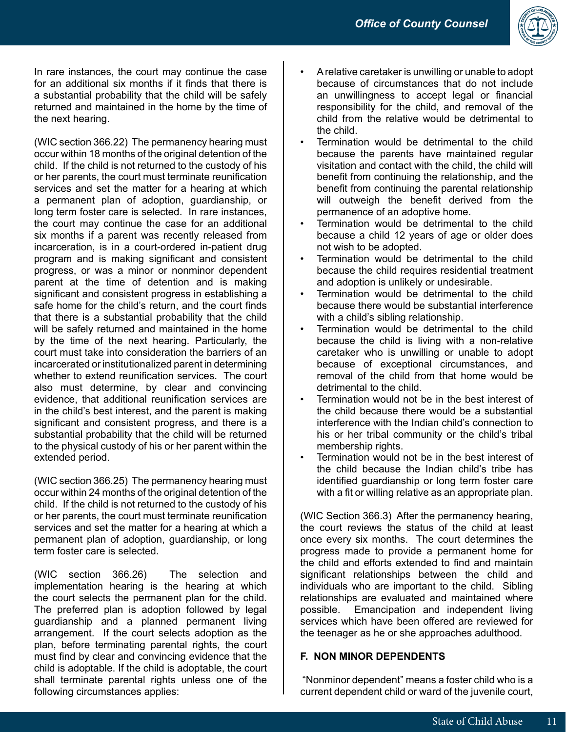In rare instances, the court may continue the case for an additional six months if it finds that there is a substantial probability that the child will be safely returned and maintained in the home by the time of the next hearing.

(WIC section 366.22) The permanency hearing must occur within 18 months of the original detention of the child. If the child is not returned to the custody of his or her parents, the court must terminate reunification services and set the matter for a hearing at which a permanent plan of adoption, guardianship, or long term foster care is selected. In rare instances, the court may continue the case for an additional six months if a parent was recently released from incarceration, is in a court-ordered in-patient drug program and is making significant and consistent progress, or was a minor or nonminor dependent parent at the time of detention and is making significant and consistent progress in establishing a safe home for the child's return, and the court finds that there is a substantial probability that the child will be safely returned and maintained in the home by the time of the next hearing. Particularly, the court must take into consideration the barriers of an incarcerated or institutionalized parent in determining whether to extend reunification services. The court also must determine, by clear and convincing evidence, that additional reunification services are in the child's best interest, and the parent is making significant and consistent progress, and there is a substantial probability that the child will be returned to the physical custody of his or her parent within the extended period.

(WIC section 366.25) The permanency hearing must occur within 24 months of the original detention of the child. If the child is not returned to the custody of his or her parents, the court must terminate reunification services and set the matter for a hearing at which a permanent plan of adoption, guardianship, or long term foster care is selected.

(WIC section 366.26) The selection and implementation hearing is the hearing at which the court selects the permanent plan for the child. The preferred plan is adoption followed by legal guardianship and a planned permanent living arrangement. If the court selects adoption as the plan, before terminating parental rights, the court must find by clear and convincing evidence that the child is adoptable. If the child is adoptable, the court shall terminate parental rights unless one of the following circumstances applies:

- A relative caretaker is unwilling or unable to adopt because of circumstances that do not include an unwillingness to accept legal or financial responsibility for the child, and removal of the child from the relative would be detrimental to the child.
- Termination would be detrimental to the child because the parents have maintained regular visitation and contact with the child, the child will benefit from continuing the relationship, and the benefit from continuing the parental relationship will outweigh the benefit derived from the permanence of an adoptive home.
- Termination would be detrimental to the child because a child 12 years of age or older does not wish to be adopted.
- Termination would be detrimental to the child because the child requires residential treatment and adoption is unlikely or undesirable.
- Termination would be detrimental to the child because there would be substantial interference with a child's sibling relationship.
- Termination would be detrimental to the child because the child is living with a non-relative caretaker who is unwilling or unable to adopt because of exceptional circumstances, and removal of the child from that home would be detrimental to the child.
- Termination would not be in the best interest of the child because there would be a substantial interference with the Indian child's connection to his or her tribal community or the child's tribal membership rights.
- Termination would not be in the best interest of the child because the Indian child's tribe has identified guardianship or long term foster care with a fit or willing relative as an appropriate plan.

(WIC Section 366.3) After the permanency hearing, the court reviews the status of the child at least once every six months. The court determines the progress made to provide a permanent home for the child and efforts extended to find and maintain significant relationships between the child and individuals who are important to the child. Sibling relationships are evaluated and maintained where possible. Emancipation and independent living services which have been offered are reviewed for the teenager as he or she approaches adulthood.

### F. NON MINOR DEPENDENTS

"Nonminor dependent" means a foster child who is a current dependent child or ward of the juvenile court,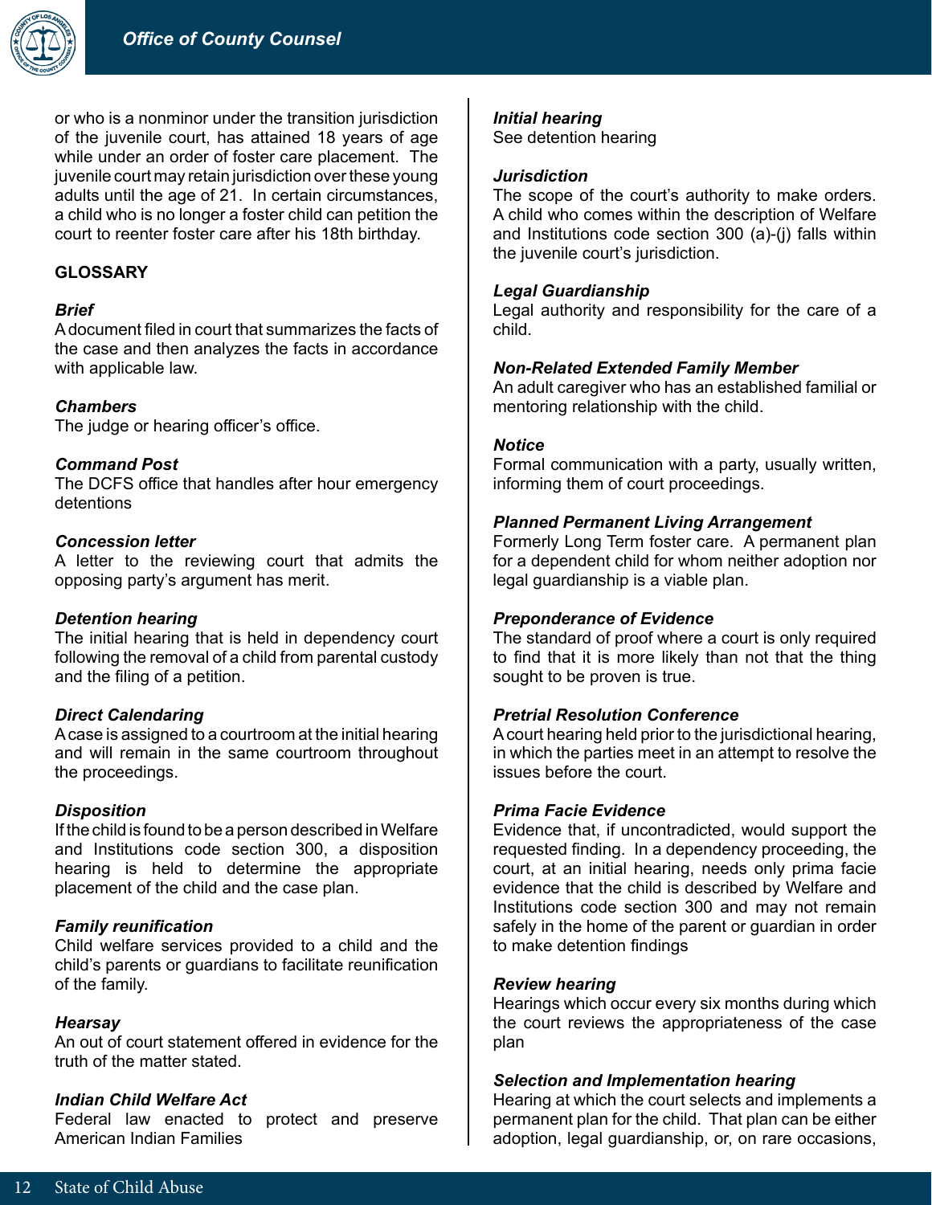or who is a nonminor under the transition jurisdiction of the juvenile court, has attained 18 years of age while under an order of foster care placement. The juvenile court may retain jurisdiction over these young adults until the age of 21. In certain circumstances, a child who is no longer a foster child can petition the court to reenter foster care after his 18th birthday.

**GLOSSARY**

***Brief***
A document filed in court that summarizes the facts of the case and then analyzes the facts in accordance with applicable law.

***Chambers***
The judge or hearing officer's office.

***Command Post***
The DCFS office that handles after hour emergency detentions

***Concession letter***
A letter to the reviewing court that admits the opposing party's argument has merit.

***Detention hearing***
The initial hearing that is held in dependency court following the removal of a child from parental custody and the filing of a petition.

***Direct Calendaring***
A case is assigned to a courtroom at the initial hearing and will remain in the same courtroom throughout the proceedings.

***Disposition***
If the child is found to be a person described in Welfare and Institutions code section 300, a disposition hearing is held to determine the appropriate placement of the child and the case plan.

***Family reunification***
Child welfare services provided to a child and the child's parents or guardians to facilitate reunification of the family.

***Hearsay***
An out of court statement offered in evidence for the truth of the matter stated.

***Indian Child Welfare Act***
Federal law enacted to protect and preserve American Indian Families

***Initial hearing***
See detention hearing

***Jurisdiction***
The scope of the court's authority to make orders. A child who comes within the description of Welfare and Institutions code section 300 (a)-(j) falls within the juvenile court's jurisdiction.

***Legal Guardianship***
Legal authority and responsibility for the care of a child.

***Non-Related Extended Family Member***
An adult caregiver who has an established familial or mentoring relationship with the child.

***Notice***
Formal communication with a party, usually written, informing them of court proceedings.

***Planned Permanent Living Arrangement***
Formerly Long Term foster care. A permanent plan for a dependent child for whom neither adoption nor legal guardianship is a viable plan.

***Preponderance of Evidence***
The standard of proof where a court is only required to find that it is more likely than not that the thing sought to be proven is true.

***Pretrial Resolution Conference***
A court hearing held prior to the jurisdictional hearing, in which the parties meet in an attempt to resolve the issues before the court.

***Prima Facie Evidence***
Evidence that, if uncontradicted, would support the requested finding. In a dependency proceeding, the court, at an initial hearing, needs only prima facie evidence that the child is described by Welfare and Institutions code section 300 and may not remain safely in the home of the parent or guardian in order to make detention findings

***Review hearing***
Hearings which occur every six months during which the court reviews the appropriateness of the case plan

***Selection and Implementation hearing***
Hearing at which the court selects and implements a permanent plan for the child. That plan can be either adoption, legal guardianship, or, on rare occasions,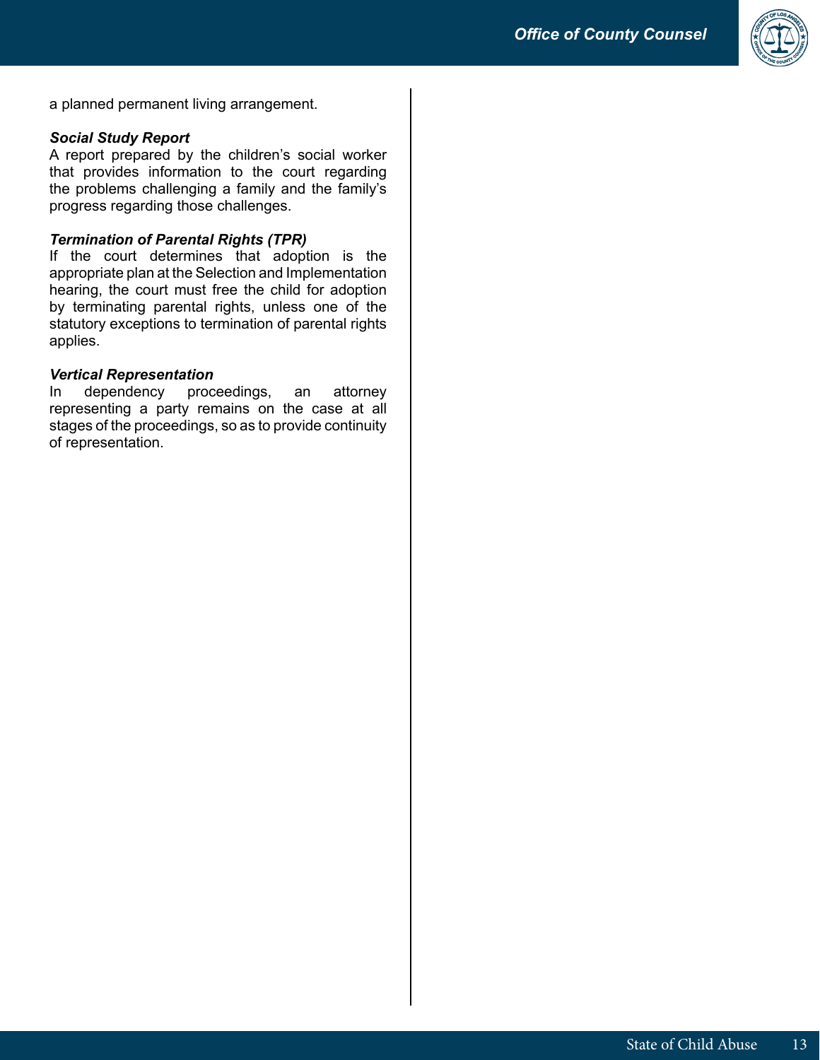a planned permanent living arrangement.

***Social Study Report***
A report prepared by the children's social worker that provides information to the court regarding the problems challenging a family and the family's progress regarding those challenges.

***Termination of Parental Rights (TPR)***
If the court determines that adoption is the appropriate plan at the Selection and Implementation hearing, the court must free the child for adoption by terminating parental rights, unless one of the statutory exceptions to termination of parental rights applies.

***Vertical Representation***
In dependency proceedings, an attorney representing a party remains on the case at all stages of the proceedings, so as to provide continuity of representation.